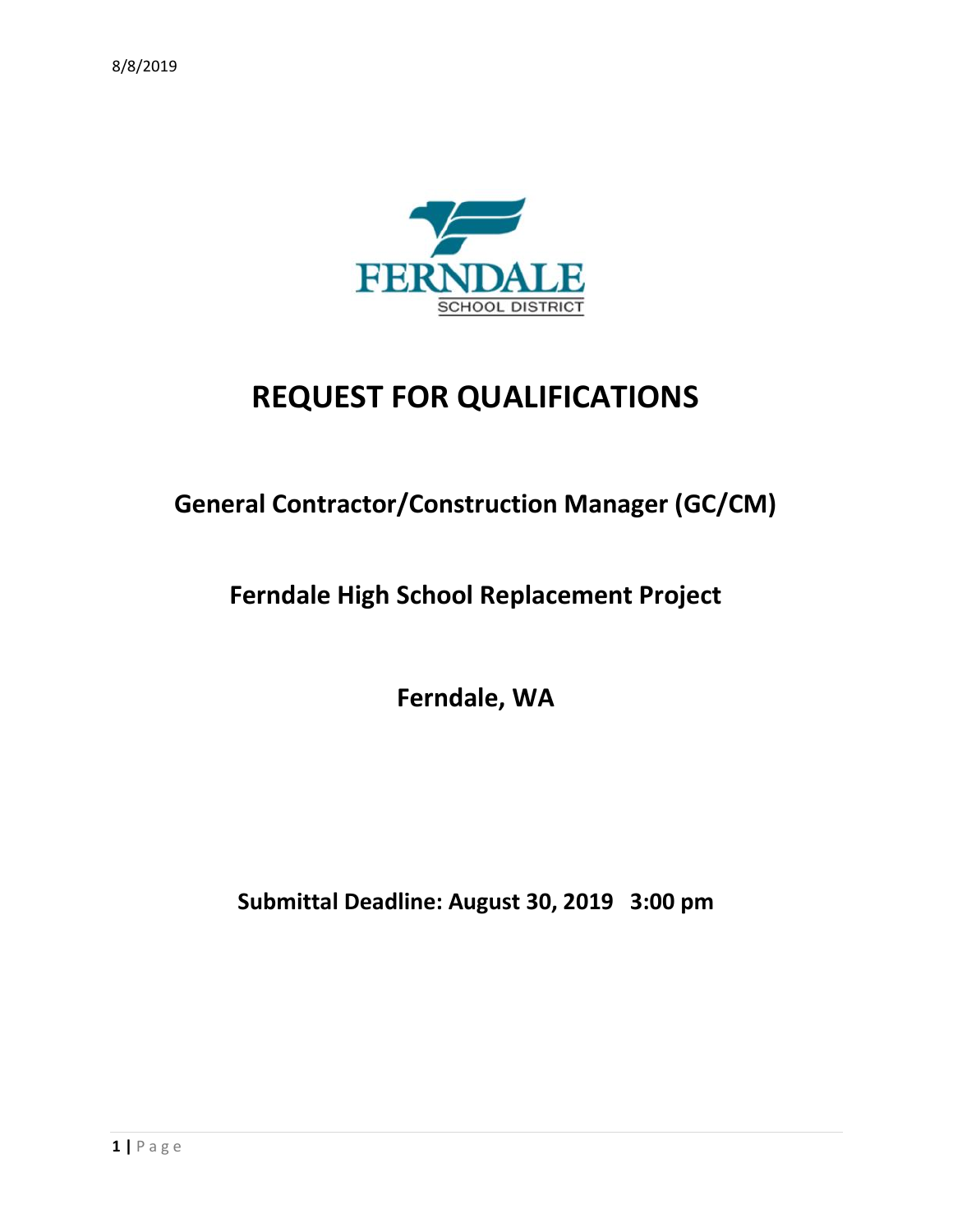8/8/2019

FERNDALE
SCHOOL DISTRICT

# REQUEST FOR QUALIFICATIONS

## General Contractor/Construction Manager (GC/CM)

## Ferndale High School Replacement Project

## Ferndale, WA

**Submittal Deadline: August 30, 2019 3:00 pm**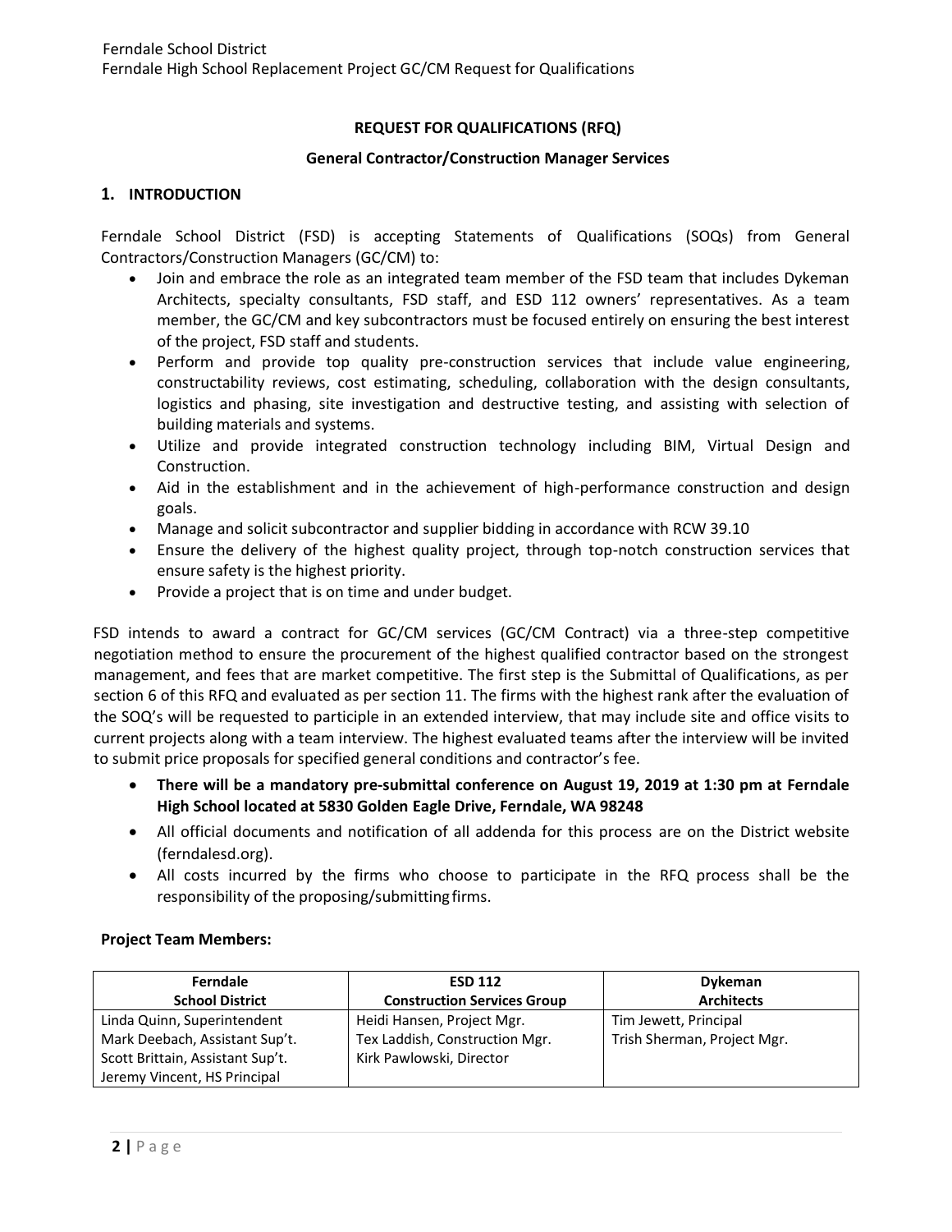## REQUEST FOR QUALIFICATIONS (RFQ)

### General Contractor/Construction Manager Services

## 1. INTRODUCTION

Ferndale School District (FSD) is accepting Statements of Qualifications (SOQs) from General Contractors/Construction Managers (GC/CM) to:

- Join and embrace the role as an integrated team member of the FSD team that includes Dykeman Architects, specialty consultants, FSD staff, and ESD 112 owners' representatives. As a team member, the GC/CM and key subcontractors must be focused entirely on ensuring the best interest of the project, FSD staff and students.
- Perform and provide top quality pre-construction services that include value engineering, constructability reviews, cost estimating, scheduling, collaboration with the design consultants, logistics and phasing, site investigation and destructive testing, and assisting with selection of building materials and systems.
- Utilize and provide integrated construction technology including BIM, Virtual Design and Construction.
- Aid in the establishment and in the achievement of high-performance construction and design goals.
- Manage and solicit subcontractor and supplier bidding in accordance with RCW 39.10
- Ensure the delivery of the highest quality project, through top-notch construction services that ensure safety is the highest priority.
- Provide a project that is on time and under budget.

FSD intends to award a contract for GC/CM services (GC/CM Contract) via a three-step competitive negotiation method to ensure the procurement of the highest qualified contractor based on the strongest management, and fees that are market competitive. The first step is the Submittal of Qualifications, as per section 6 of this RFQ and evaluated as per section 11. The firms with the highest rank after the evaluation of the SOQ's will be requested to participate in an extended interview, that may include site and office visits to current projects along with a team interview. The highest evaluated teams after the interview will be invited to submit price proposals for specified general conditions and contractor's fee.

- **There will be a mandatory pre-submittal conference on August 19, 2019 at 1:30 pm at Ferndale High School located at 5830 Golden Eagle Drive, Ferndale, WA 98248**
- All official documents and notification of all addenda for this process are on the District website (ferndalesd.org).
- All costs incurred by the firms who choose to participate in the RFQ process shall be the responsibility of the proposing/submitting firms.

**Project Team Members:**

| Ferndale School District | ESD 112 Construction Services Group | Dykeman Architects |
|---|---|---|
| Linda Quinn, Superintendent<br>Mark Deebach, Assistant Sup't.<br>Scott Brittain, Assistant Sup't.<br>Jeremy Vincent, HS Principal | Heidi Hansen, Project Mgr.<br>Tex Laddish, Construction Mgr.<br>Kirk Pawlowski, Director | Tim Jewett, Principal<br>Trish Sherman, Project Mgr. |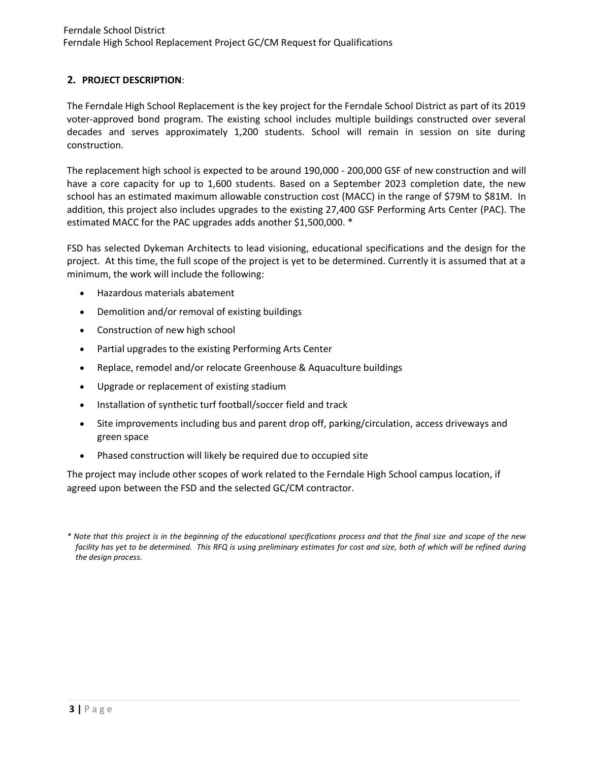## 2. PROJECT DESCRIPTION:

The Ferndale High School Replacement is the key project for the Ferndale School District as part of its 2019 voter-approved bond program. The existing school includes multiple buildings constructed over several decades and serves approximately 1,200 students. School will remain in session on site during construction.

The replacement high school is expected to be around 190,000 - 200,000 GSF of new construction and will have a core capacity for up to 1,600 students. Based on a September 2023 completion date, the new school has an estimated maximum allowable construction cost (MACC) in the range of $79M to $81M. In addition, this project also includes upgrades to the existing 27,400 GSF Performing Arts Center (PAC). The estimated MACC for the PAC upgrades adds another $1,500,000. *

FSD has selected Dykeman Architects to lead visioning, educational specifications and the design for the project. At this time, the full scope of the project is yet to be determined. Currently it is assumed that at a minimum, the work will include the following:

- Hazardous materials abatement
- Demolition and/or removal of existing buildings
- Construction of new high school
- Partial upgrades to the existing Performing Arts Center
- Replace, remodel and/or relocate Greenhouse & Aquaculture buildings
- Upgrade or replacement of existing stadium
- Installation of synthetic turf football/soccer field and track
- Site improvements including bus and parent drop off, parking/circulation, access driveways and green space
- Phased construction will likely be required due to occupied site

The project may include other scopes of work related to the Ferndale High School campus location, if agreed upon between the FSD and the selected GC/CM contractor.

*\* Note that this project is in the beginning of the educational specifications process and that the final size and scope of the new facility has yet to be determined. This RFQ is using preliminary estimates for cost and size, both of which will be refined during the design process.*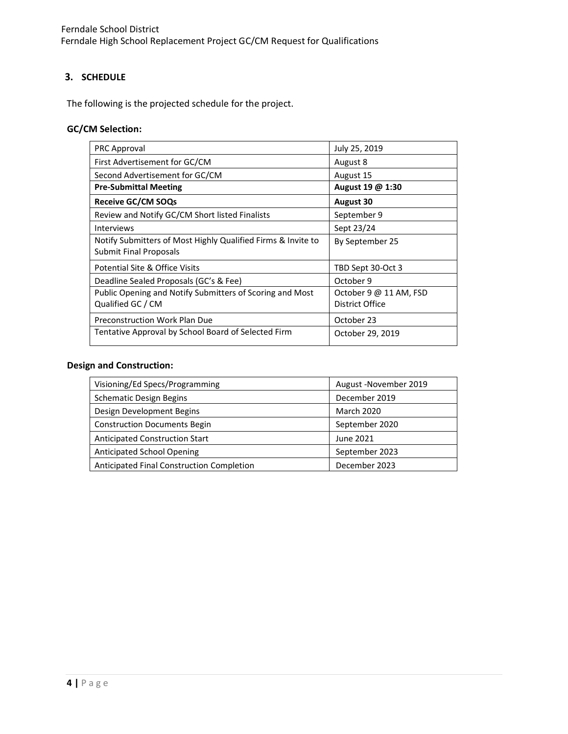## 3. SCHEDULE

The following is the projected schedule for the project.

### GC/CM Selection:

| | |
|---|---|
| PRC Approval | July 25, 2019 |
| First Advertisement for GC/CM | August 8 |
| Second Advertisement for GC/CM | August 15 |
| **Pre-Submittal Meeting** | **August 19 @ 1:30** |
| **Receive GC/CM SOQs** | **August 30** |
| Review and Notify GC/CM Short listed Finalists | September 9 |
| Interviews | Sept 23/24 |
| Notify Submitters of Most Highly Qualified Firms & Invite to Submit Final Proposals | By September 25 |
| Potential Site & Office Visits | TBD Sept 30-Oct 3 |
| Deadline Sealed Proposals (GC's & Fee) | October 9 |
| Public Opening and Notify Submitters of Scoring and Most Qualified GC / CM | October 9 @ 11 AM, FSD District Office |
| Preconstruction Work Plan Due | October 23 |
| Tentative Approval by School Board of Selected Firm | October 29, 2019 |

### Design and Construction:

| | |
|---|---|
| Visioning/Ed Specs/Programming | August -November 2019 |
| Schematic Design Begins | December 2019 |
| Design Development Begins | March 2020 |
| Construction Documents Begin | September 2020 |
| Anticipated Construction Start | June 2021 |
| Anticipated School Opening | September 2023 |
| Anticipated Final Construction Completion | December 2023 |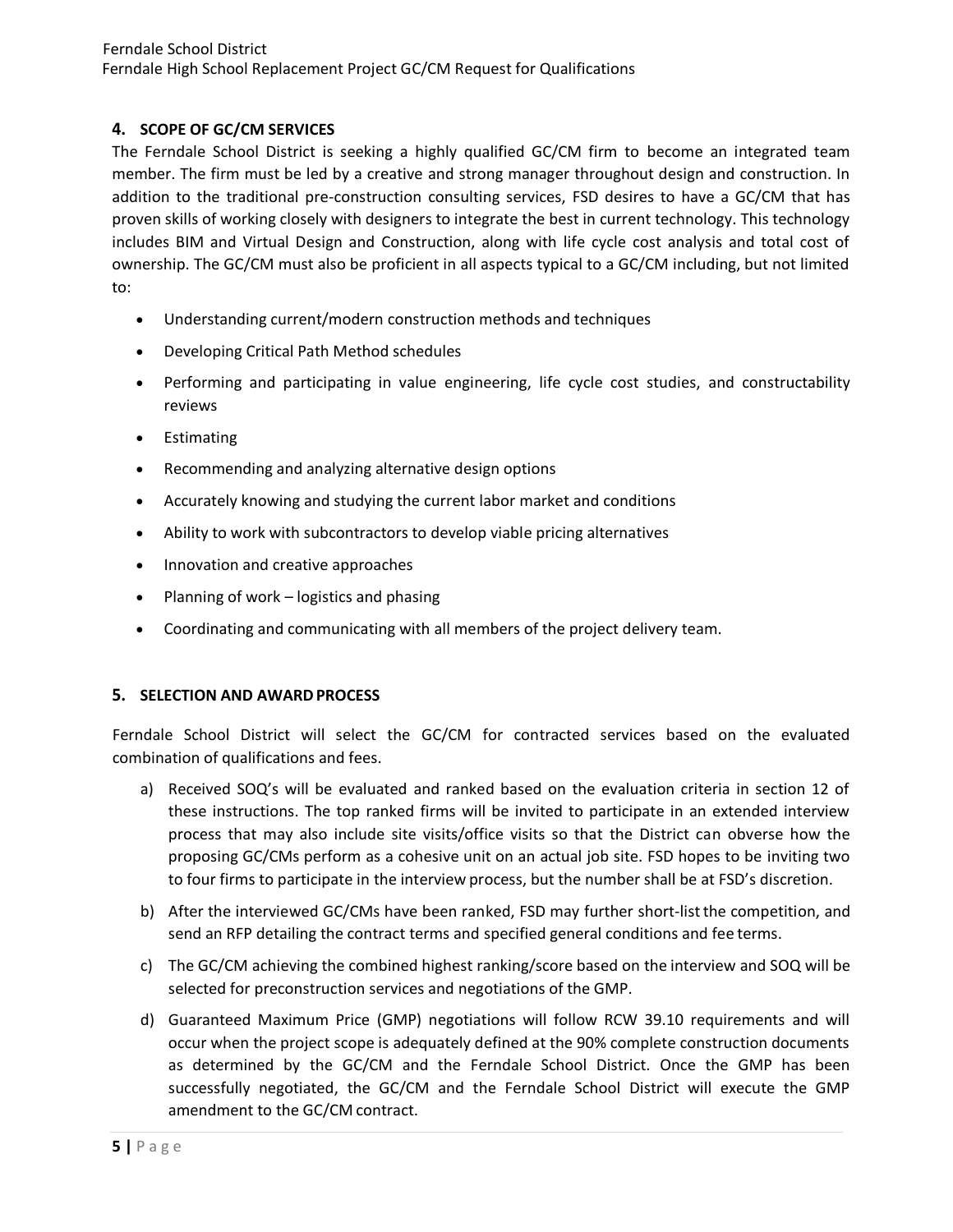## 4. SCOPE OF GC/CM SERVICES

The Ferndale School District is seeking a highly qualified GC/CM firm to become an integrated team member. The firm must be led by a creative and strong manager throughout design and construction. In addition to the traditional pre-construction consulting services, FSD desires to have a GC/CM that has proven skills of working closely with designers to integrate the best in current technology. This technology includes BIM and Virtual Design and Construction, along with life cycle cost analysis and total cost of ownership. The GC/CM must also be proficient in all aspects typical to a GC/CM including, but not limited to:

- Understanding current/modern construction methods and techniques
- Developing Critical Path Method schedules
- Performing and participating in value engineering, life cycle cost studies, and constructability reviews
- Estimating
- Recommending and analyzing alternative design options
- Accurately knowing and studying the current labor market and conditions
- Ability to work with subcontractors to develop viable pricing alternatives
- Innovation and creative approaches
- Planning of work – logistics and phasing
- Coordinating and communicating with all members of the project delivery team.

## 5. SELECTION AND AWARD PROCESS

Ferndale School District will select the GC/CM for contracted services based on the evaluated combination of qualifications and fees.

a) Received SOQ's will be evaluated and ranked based on the evaluation criteria in section 12 of these instructions. The top ranked firms will be invited to participate in an extended interview process that may also include site visits/office visits so that the District can obverse how the proposing GC/CMs perform as a cohesive unit on an actual job site. FSD hopes to be inviting two to four firms to participate in the interview process, but the number shall be at FSD's discretion.

b) After the interviewed GC/CMs have been ranked, FSD may further short-list the competition, and send an RFP detailing the contract terms and specified general conditions and fee terms.

c) The GC/CM achieving the combined highest ranking/score based on the interview and SOQ will be selected for preconstruction services and negotiations of the GMP.

d) Guaranteed Maximum Price (GMP) negotiations will follow RCW 39.10 requirements and will occur when the project scope is adequately defined at the 90% complete construction documents as determined by the GC/CM and the Ferndale School District. Once the GMP has been successfully negotiated, the GC/CM and the Ferndale School District will execute the GMP amendment to the GC/CM contract.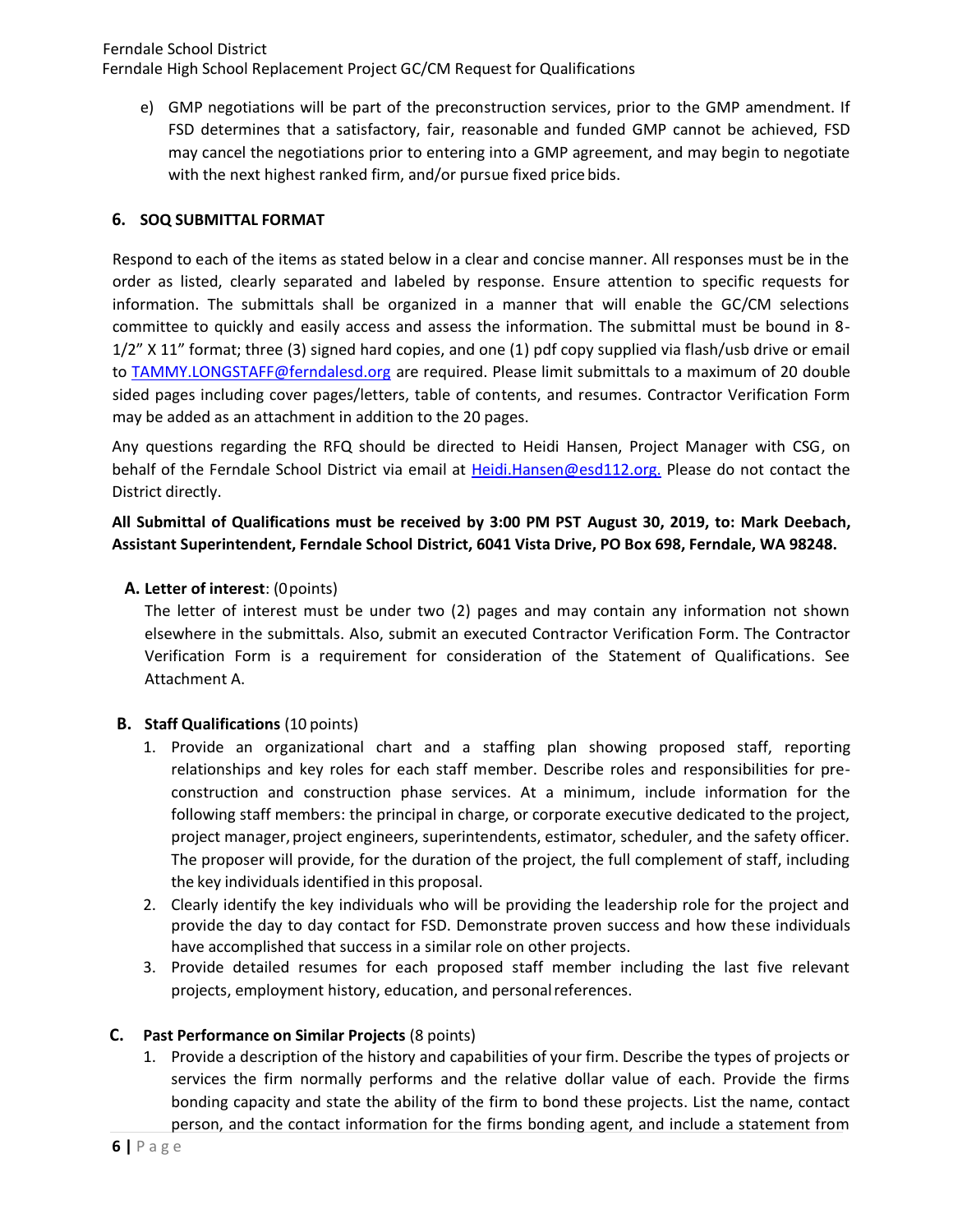e) GMP negotiations will be part of the preconstruction services, prior to the GMP amendment. If FSD determines that a satisfactory, fair, reasonable and funded GMP cannot be achieved, FSD may cancel the negotiations prior to entering into a GMP agreement, and may begin to negotiate with the next highest ranked firm, and/or pursue fixed price bids.

## 6. SOQ SUBMITTAL FORMAT

Respond to each of the items as stated below in a clear and concise manner. All responses must be in the order as listed, clearly separated and labeled by response. Ensure attention to specific requests for information. The submittals shall be organized in a manner that will enable the GC/CM selections committee to quickly and easily access and assess the information. The submittal must be bound in 8-1/2" X 11" format; three (3) signed hard copies, and one (1) pdf copy supplied via flash/usb drive or email to TAMMY.LONGSTAFF@ferndalesd.org are required. Please limit submittals to a maximum of 20 double sided pages including cover pages/letters, table of contents, and resumes. Contractor Verification Form may be added as an attachment in addition to the 20 pages.

Any questions regarding the RFQ should be directed to Heidi Hansen, Project Manager with CSG, on behalf of the Ferndale School District via email at Heidi.Hansen@esd112.org. Please do not contact the District directly.

**All Submittal of Qualifications must be received by 3:00 PM PST August 30, 2019, to: Mark Deebach, Assistant Superintendent, Ferndale School District, 6041 Vista Drive, PO Box 698, Ferndale, WA 98248.**

**A. Letter of interest**: (0 points)

The letter of interest must be under two (2) pages and may contain any information not shown elsewhere in the submittals. Also, submit an executed Contractor Verification Form. The Contractor Verification Form is a requirement for consideration of the Statement of Qualifications. See Attachment A.

**B. Staff Qualifications** (10 points)

1. Provide an organizational chart and a staffing plan showing proposed staff, reporting relationships and key roles for each staff member. Describe roles and responsibilities for pre-construction and construction phase services. At a minimum, include information for the following staff members: the principal in charge, or corporate executive dedicated to the project, project manager, project engineers, superintendents, estimator, scheduler, and the safety officer. The proposer will provide, for the duration of the project, the full complement of staff, including the key individuals identified in this proposal.
2. Clearly identify the key individuals who will be providing the leadership role for the project and provide the day to day contact for FSD. Demonstrate proven success and how these individuals have accomplished that success in a similar role on other projects.
3. Provide detailed resumes for each proposed staff member including the last five relevant projects, employment history, education, and personal references.

**C. Past Performance on Similar Projects** (8 points)

1. Provide a description of the history and capabilities of your firm. Describe the types of projects or services the firm normally performs and the relative dollar value of each. Provide the firms bonding capacity and state the ability of the firm to bond these projects. List the name, contact person, and the contact information for the firms bonding agent, and include a statement from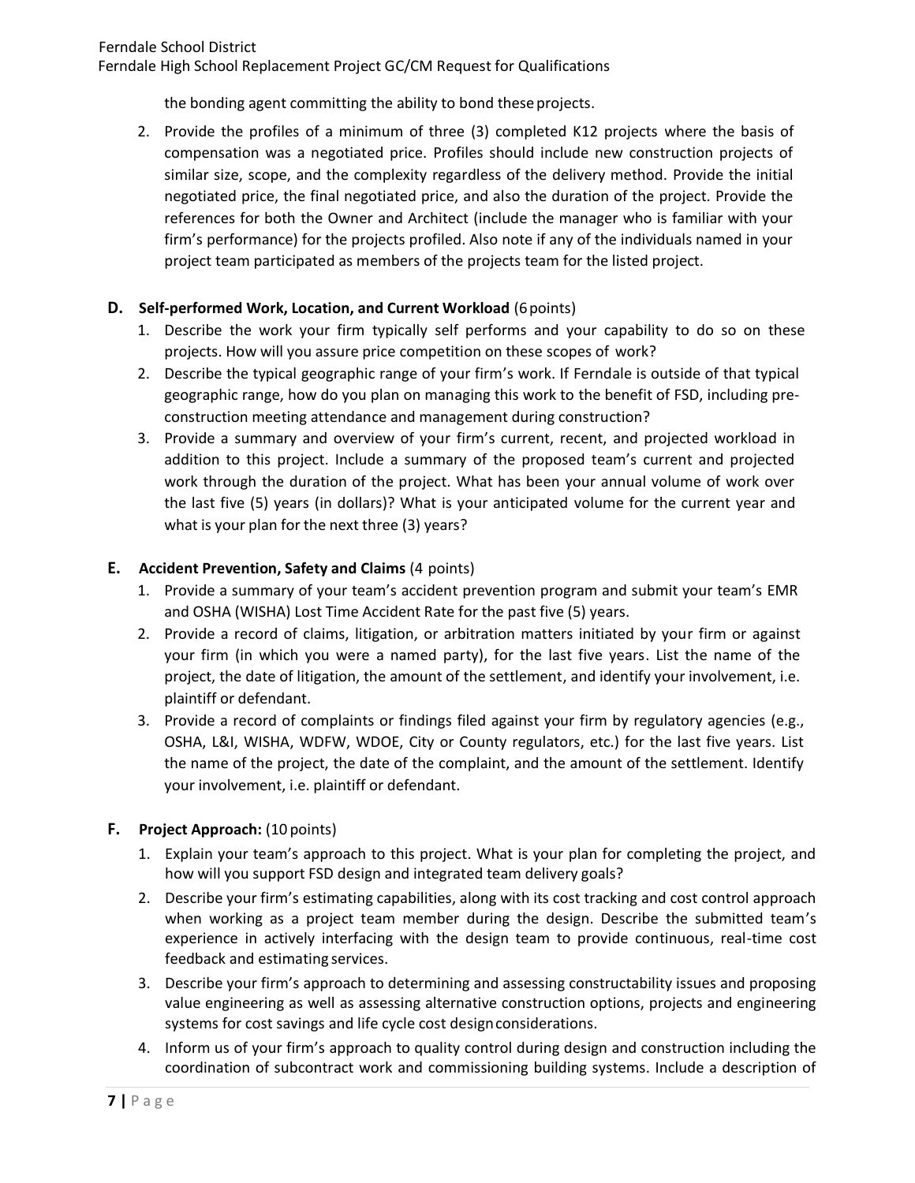the bonding agent committing the ability to bond these projects.

2. Provide the profiles of a minimum of three (3) completed K12 projects where the basis of compensation was a negotiated price. Profiles should include new construction projects of similar size, scope, and the complexity regardless of the delivery method. Provide the initial negotiated price, the final negotiated price, and also the duration of the project. Provide the references for both the Owner and Architect (include the manager who is familiar with your firm's performance) for the projects profiled. Also note if any of the individuals named in your project team participated as members of the projects team for the listed project.

### D. Self-performed Work, Location, and Current Workload (6 points)

1. Describe the work your firm typically self performs and your capability to do so on these projects. How will you assure price competition on these scopes of work?
2. Describe the typical geographic range of your firm's work. If Ferndale is outside of that typical geographic range, how do you plan on managing this work to the benefit of FSD, including pre-construction meeting attendance and management during construction?
3. Provide a summary and overview of your firm's current, recent, and projected workload in addition to this project. Include a summary of the proposed team's current and projected work through the duration of the project. What has been your annual volume of work over the last five (5) years (in dollars)? What is your anticipated volume for the current year and what is your plan for the next three (3) years?

### E. Accident Prevention, Safety and Claims (4 points)

1. Provide a summary of your team's accident prevention program and submit your team's EMR and OSHA (WISHA) Lost Time Accident Rate for the past five (5) years.
2. Provide a record of claims, litigation, or arbitration matters initiated by your firm or against your firm (in which you were a named party), for the last five years. List the name of the project, the date of litigation, the amount of the settlement, and identify your involvement, i.e. plaintiff or defendant.
3. Provide a record of complaints or findings filed against your firm by regulatory agencies (e.g., OSHA, L&I, WISHA, WDFW, WDOE, City or County regulators, etc.) for the last five years. List the name of the project, the date of the complaint, and the amount of the settlement. Identify your involvement, i.e. plaintiff or defendant.

### F. Project Approach: (10 points)

1. Explain your team's approach to this project. What is your plan for completing the project, and how will you support FSD design and integrated team delivery goals?
2. Describe your firm's estimating capabilities, along with its cost tracking and cost control approach when working as a project team member during the design. Describe the submitted team's experience in actively interfacing with the design team to provide continuous, real-time cost feedback and estimating services.
3. Describe your firm's approach to determining and assessing constructability issues and proposing value engineering as well as assessing alternative construction options, projects and engineering systems for cost savings and life cycle cost design considerations.
4. Inform us of your firm's approach to quality control during design and construction including the coordination of subcontract work and commissioning building systems. Include a description of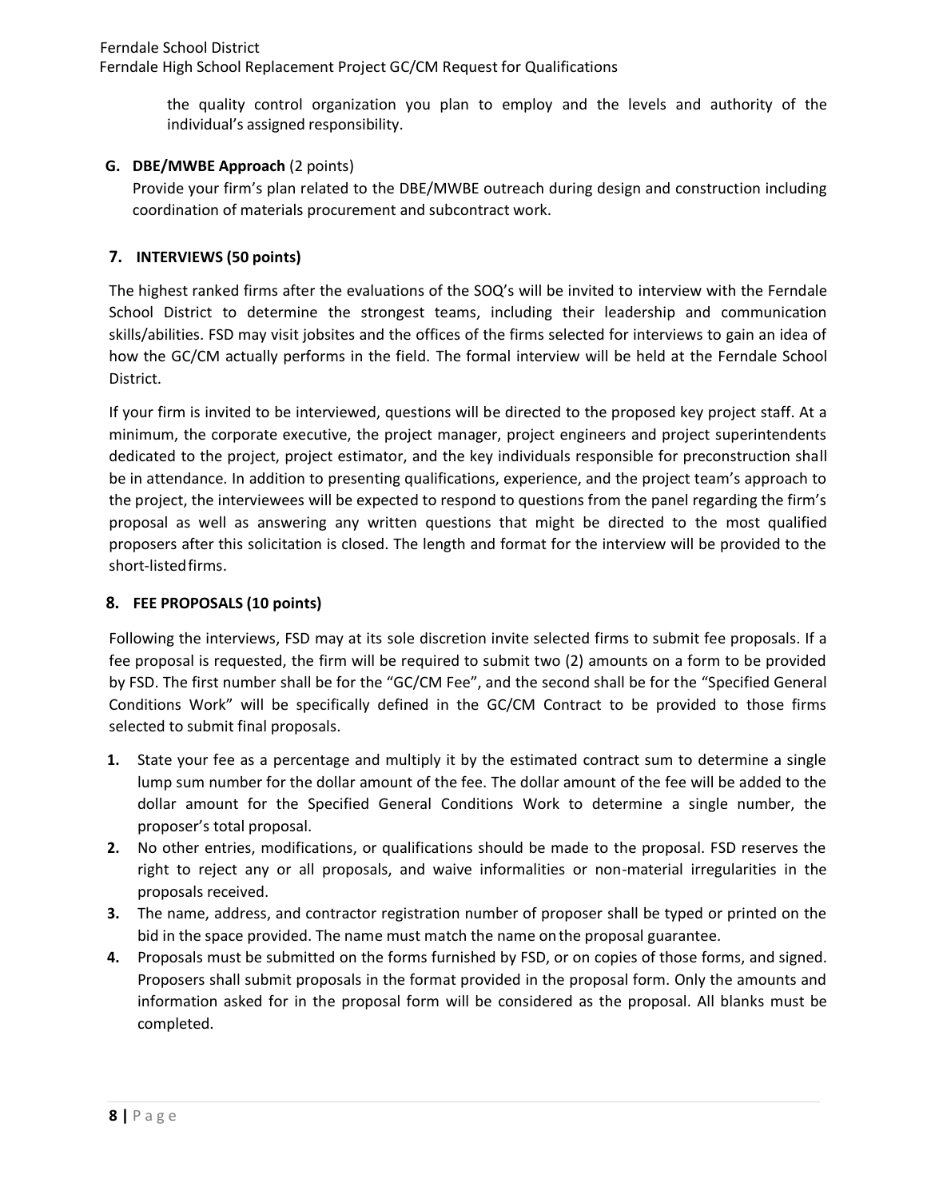the quality control organization you plan to employ and the levels and authority of the individual's assigned responsibility.

**G. DBE/MWBE Approach** (2 points)

Provide your firm's plan related to the DBE/MWBE outreach during design and construction including coordination of materials procurement and subcontract work.

## 7. INTERVIEWS (50 points)

The highest ranked firms after the evaluations of the SOQ's will be invited to interview with the Ferndale School District to determine the strongest teams, including their leadership and communication skills/abilities. FSD may visit jobsites and the offices of the firms selected for interviews to gain an idea of how the GC/CM actually performs in the field. The formal interview will be held at the Ferndale School District.

If your firm is invited to be interviewed, questions will be directed to the proposed key project staff. At a minimum, the corporate executive, the project manager, project engineers and project superintendents dedicated to the project, project estimator, and the key individuals responsible for preconstruction shall be in attendance. In addition to presenting qualifications, experience, and the project team's approach to the project, the interviewees will be expected to respond to questions from the panel regarding the firm's proposal as well as answering any written questions that might be directed to the most qualified proposers after this solicitation is closed. The length and format for the interview will be provided to the short-listed firms.

## 8. FEE PROPOSALS (10 points)

Following the interviews, FSD may at its sole discretion invite selected firms to submit fee proposals. If a fee proposal is requested, the firm will be required to submit two (2) amounts on a form to be provided by FSD. The first number shall be for the "GC/CM Fee", and the second shall be for the "Specified General Conditions Work" will be specifically defined in the GC/CM Contract to be provided to those firms selected to submit final proposals.

1. State your fee as a percentage and multiply it by the estimated contract sum to determine a single lump sum number for the dollar amount of the fee. The dollar amount of the fee will be added to the dollar amount for the Specified General Conditions Work to determine a single number, the proposer's total proposal.
2. No other entries, modifications, or qualifications should be made to the proposal. FSD reserves the right to reject any or all proposals, and waive informalities or non-material irregularities in the proposals received.
3. The name, address, and contractor registration number of proposer shall be typed or printed on the bid in the space provided. The name must match the name on the proposal guarantee.
4. Proposals must be submitted on the forms furnished by FSD, or on copies of those forms, and signed. Proposers shall submit proposals in the format provided in the proposal form. Only the amounts and information asked for in the proposal form will be considered as the proposal. All blanks must be completed.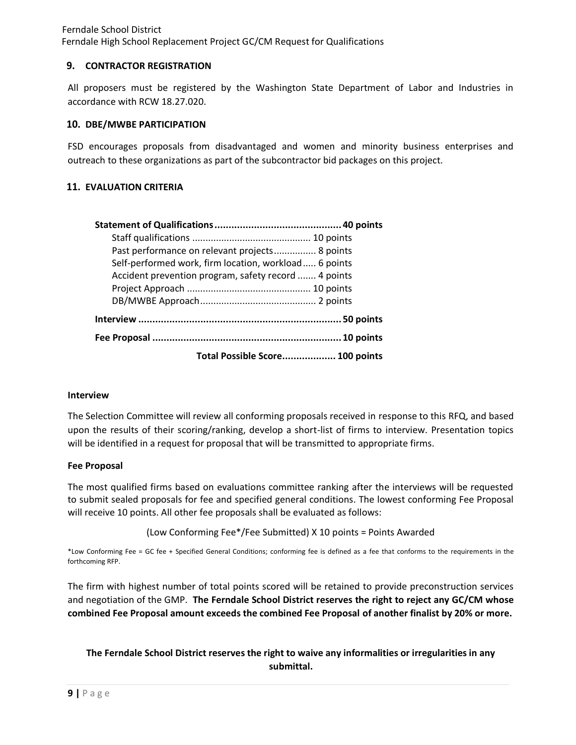## 9. CONTRACTOR REGISTRATION

All proposers must be registered by the Washington State Department of Labor and Industries in accordance with RCW 18.27.020.

## 10. DBE/MWBE PARTICIPATION

FSD encourages proposals from disadvantaged and women and minority business enterprises and outreach to these organizations as part of the subcontractor bid packages on this project.

## 11. EVALUATION CRITERIA

| Criteria | Points |
|---|---|
| **Statement of Qualifications** | **40 points** |
| Staff qualifications | 10 points |
| Past performance on relevant projects | 8 points |
| Self-performed work, firm location, workload | 6 points |
| Accident prevention program, safety record | 4 points |
| Project Approach | 10 points |
| DB/MWBE Approach | 2 points |
| **Interview** | **50 points** |
| **Fee Proposal** | **10 points** |
| **Total Possible Score** | **100 points** |

**Interview**

The Selection Committee will review all conforming proposals received in response to this RFQ, and based upon the results of their scoring/ranking, develop a short-list of firms to interview. Presentation topics will be identified in a request for proposal that will be transmitted to appropriate firms.

**Fee Proposal**

The most qualified firms based on evaluations committee ranking after the interviews will be requested to submit sealed proposals for fee and specified general conditions. The lowest conforming Fee Proposal will receive 10 points. All other fee proposals shall be evaluated as follows:

(Low Conforming Fee*/Fee Submitted) X 10 points = Points Awarded

*Low Conforming Fee = GC fee + Specified General Conditions; conforming fee is defined as a fee that conforms to the requirements in the forthcoming RFP.

The firm with highest number of total points scored will be retained to provide preconstruction services and negotiation of the GMP. **The Ferndale School District reserves the right to reject any GC/CM whose combined Fee Proposal amount exceeds the combined Fee Proposal of another finalist by 20% or more.**

**The Ferndale School District reserves the right to waive any informalities or irregularities in any submittal.**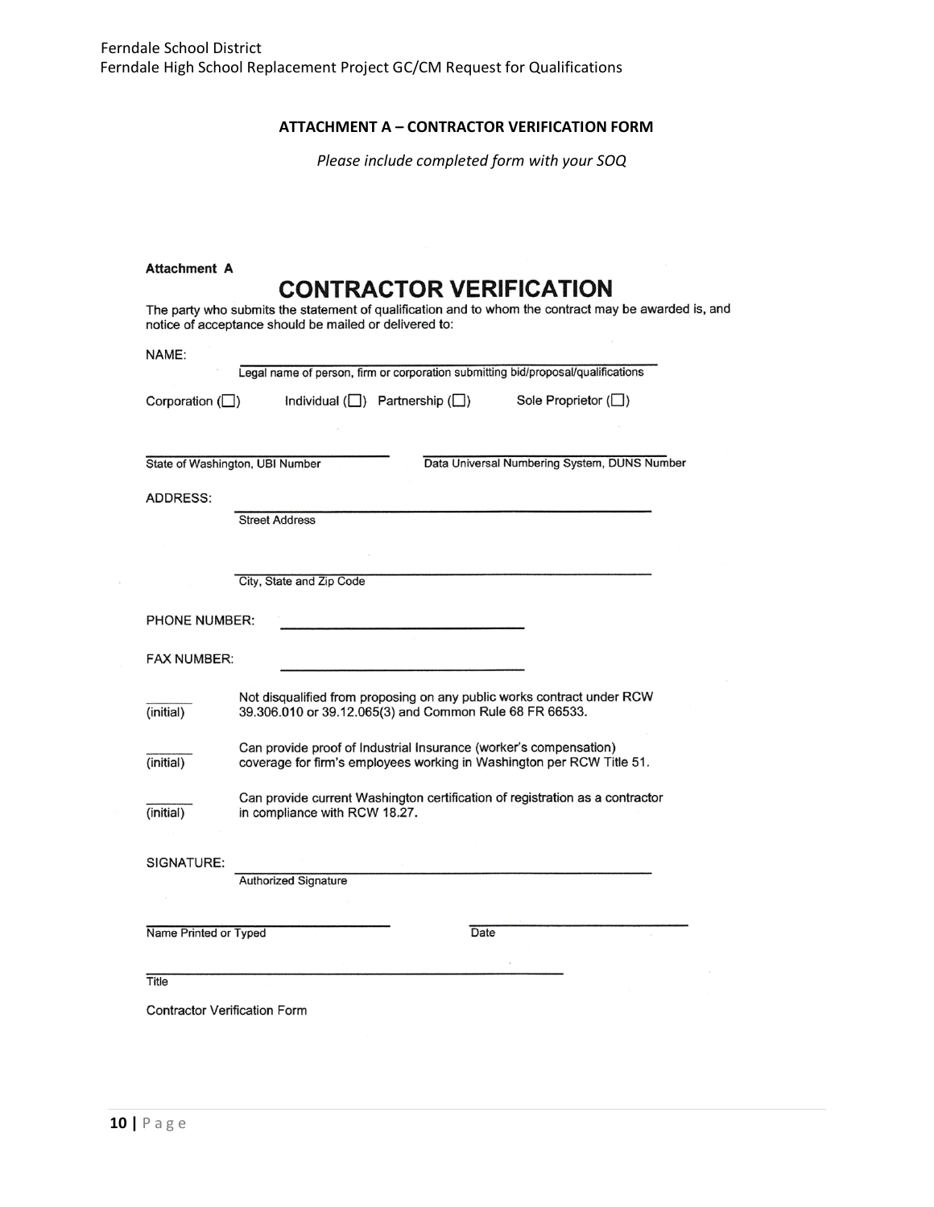### ATTACHMENT A – CONTRACTOR VERIFICATION FORM

*Please include completed form with your SOQ*

**Attachment A**

## CONTRACTOR VERIFICATION

The party who submits the statement of qualification and to whom the contract may be awarded is, and notice of acceptance should be mailed or delivered to:

NAME: ______________________________________________
Legal name of person, firm or corporation submitting bid/proposal/qualifications

Corporation (☐) Individual (☐) Partnership (☐) Sole Proprietor (☐)

______________________________ ______________________________
State of Washington, UBI Number Data Universal Numbering System, DUNS Number

ADDRESS: ______________________________________________
Street Address

______________________________________________
City, State and Zip Code

PHONE NUMBER: ______________________________

FAX NUMBER: ______________________________

_______ (initial) Not disqualified from proposing on any public works contract under RCW 39.306.010 or 39.12.065(3) and Common Rule 68 FR 66533.

_______ (initial) Can provide proof of Industrial Insurance (worker's compensation) coverage for firm's employees working in Washington per RCW Title 51.

_______ (initial) Can provide current Washington certification of registration as a contractor in compliance with RCW 18.27.

SIGNATURE: ______________________________________________
Authorized Signature

______________________________ ______________________________
Name Printed or Typed Date

______________________________________________
Title

Contractor Verification Form